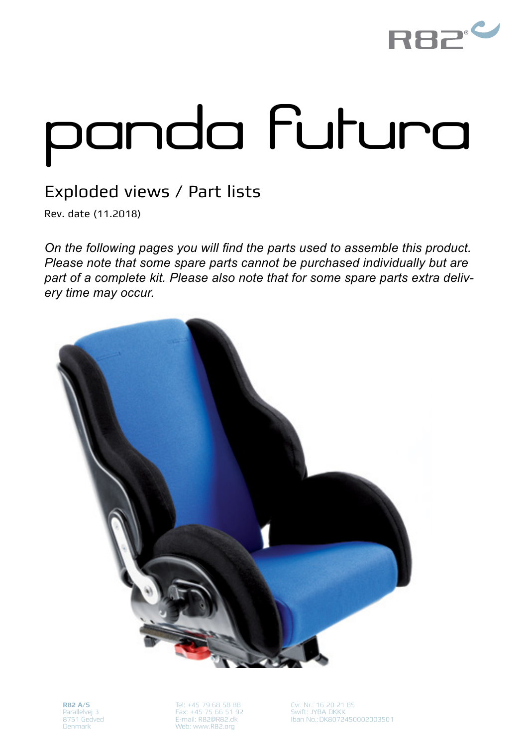# panda futura

## Exploded views / Part lists

Rev. date (11.2018)

*On the following pages you will find the parts used to assemble this product. Please note that some spare parts cannot be purchased individually but are part of a complete kit. Please also note that for some spare parts extra delivery time may occur.*

**R82 A/S**
Parallelvej 3
8751 Gedved
Denmark

Tel: +45 79 68 58 88
Fax: +45 75 66 51 92
E-mail: R82@R82.dk
Web: www.R82.org

Cvr. Nr.: 16 20 21 85
Swift: JYBA DKKK
Iban No.:DK8072450002003501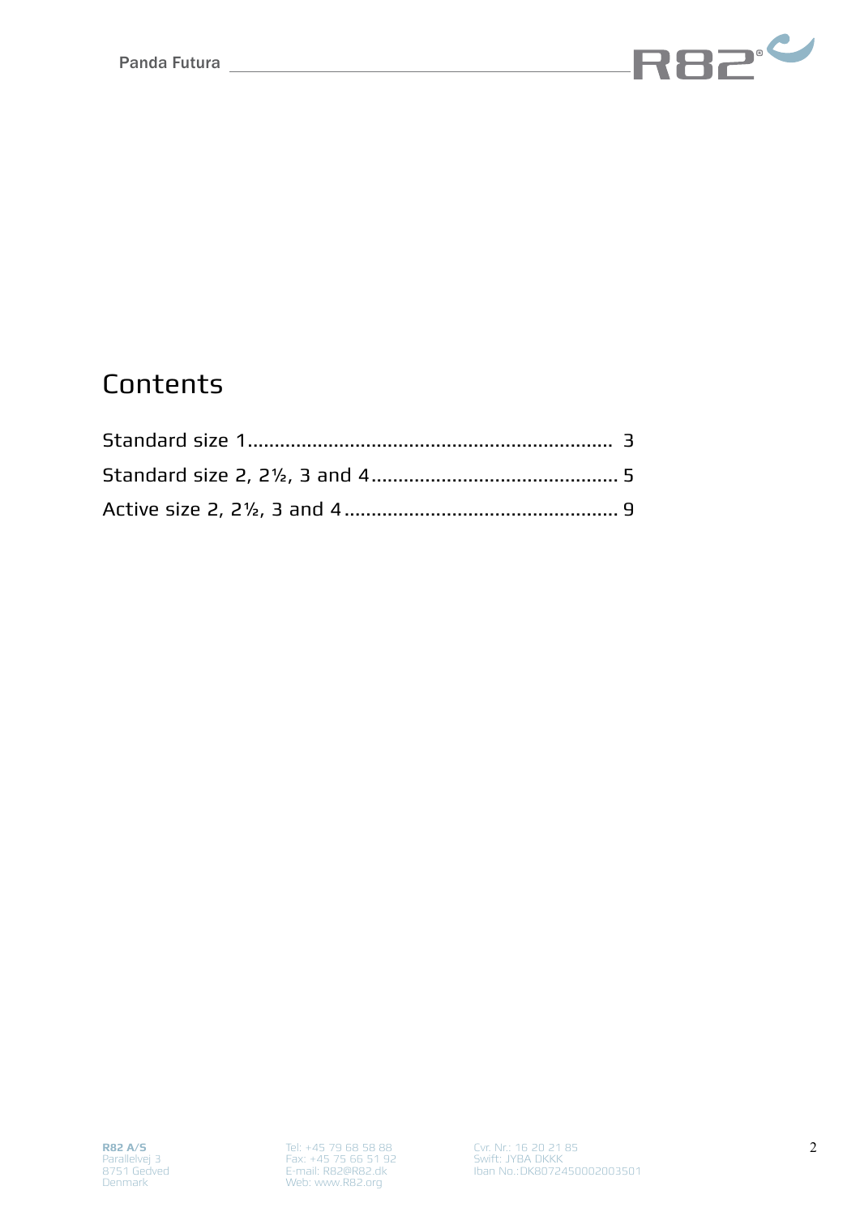# Contents

Standard size 1 .................................................................. 3

Standard size 2, 2½, 3 and 4 .............................................. 5

Active size 2, 2½, 3 and 4 .................................................. 9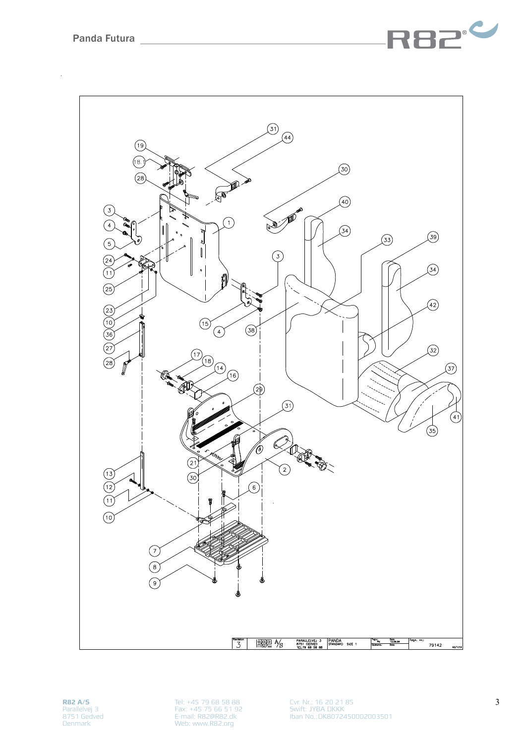| Revision | | | | | | |
|---|---|---|---|---|---|---|
| 3 | R82 A/S | PARALLELVEJ 3 8751 GEDVED TEL.79 68 58 88 | PANDA STANDARD SIZE 1 | | Tegn. nr.: | 79142 |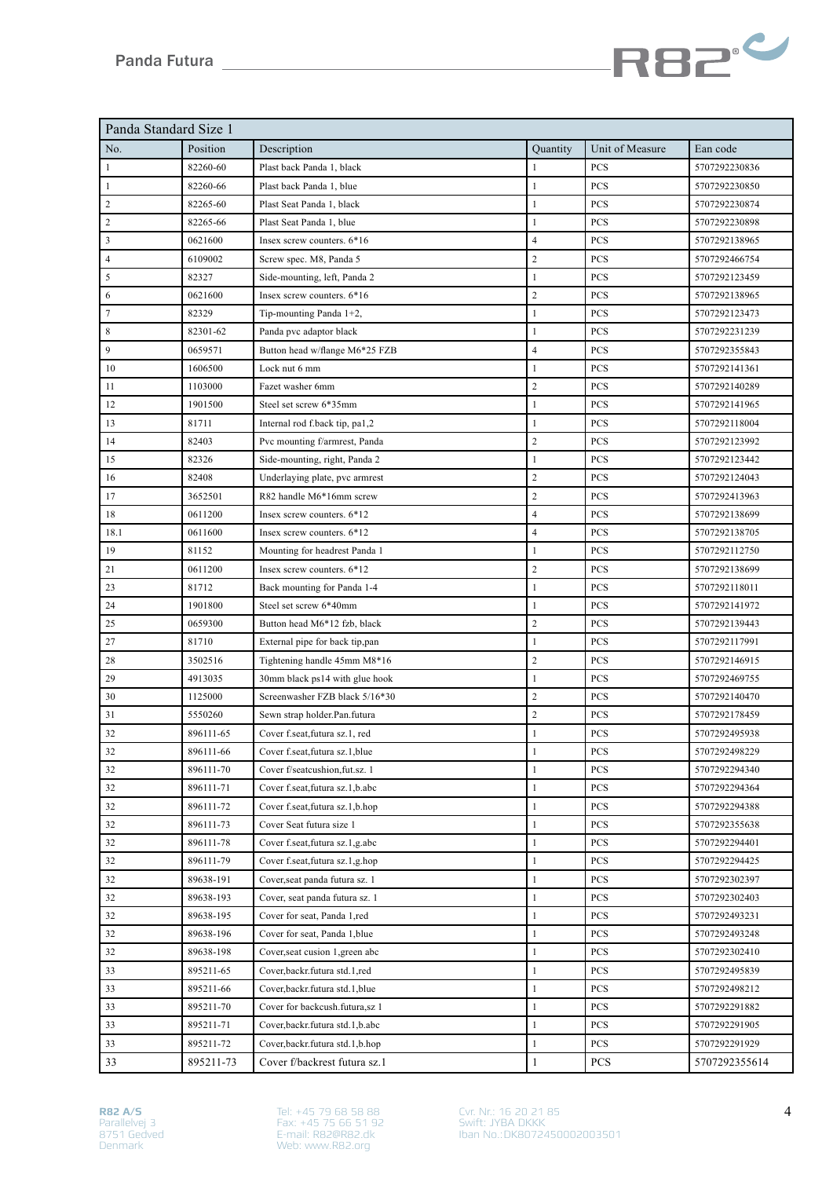| Panda Standard Size 1 | | | | | |
|---|---|---|---|---|---|
| No. | Position | Description | Quantity | Unit of Measure | Ean code |
| 1 | 82260-60 | Plast back Panda 1, black | 1 | PCS | 5707292230836 |
| 1 | 82260-66 | Plast back Panda 1, blue | 1 | PCS | 5707292230850 |
| 2 | 82265-60 | Plast Seat Panda 1, black | 1 | PCS | 5707292230874 |
| 2 | 82265-66 | Plast Seat Panda 1, blue | 1 | PCS | 5707292230898 |
| 3 | 0621600 | Insex screw counters. 6*16 | 4 | PCS | 5707292138965 |
| 4 | 6109002 | Screw spec. M8, Panda 5 | 2 | PCS | 5707292466754 |
| 5 | 82327 | Side-mounting, left, Panda 2 | 1 | PCS | 5707292123459 |
| 6 | 0621600 | Insex screw counters. 6*16 | 2 | PCS | 5707292138965 |
| 7 | 82329 | Tip-mounting Panda 1+2, | 1 | PCS | 5707292123473 |
| 8 | 82301-62 | Panda pvc adaptor black | 1 | PCS | 5707292231239 |
| 9 | 0659571 | Button head w/flange M6*25 FZB | 4 | PCS | 5707292355843 |
| 10 | 1606500 | Lock nut 6 mm | 1 | PCS | 5707292141361 |
| 11 | 1103000 | Fazet washer 6mm | 2 | PCS | 5707292140289 |
| 12 | 1901500 | Steel set screw 6*35mm | 1 | PCS | 5707292141965 |
| 13 | 81711 | Internal rod f.back tip, pa1,2 | 1 | PCS | 5707292118004 |
| 14 | 82403 | Pvc mounting f/armrest, Panda | 2 | PCS | 5707292123992 |
| 15 | 82326 | Side-mounting, right, Panda 2 | 1 | PCS | 5707292123442 |
| 16 | 82408 | Underlaying plate, pvc armrest | 2 | PCS | 5707292124043 |
| 17 | 3652501 | R82 handle M6*16mm screw | 2 | PCS | 5707292413963 |
| 18 | 0611200 | Insex screw counters. 6*12 | 4 | PCS | 5707292138699 |
| 18.1 | 0611600 | Insex screw counters. 6*12 | 4 | PCS | 5707292138705 |
| 19 | 81152 | Mounting for headrest Panda 1 | 1 | PCS | 5707292112750 |
| 21 | 0611200 | Insex screw counters. 6*12 | 2 | PCS | 5707292138699 |
| 23 | 81712 | Back mounting for Panda 1-4 | 1 | PCS | 5707292118011 |
| 24 | 1901800 | Steel set screw 6*40mm | 1 | PCS | 5707292141972 |
| 25 | 0659300 | Button head M6*12 fzb, black | 2 | PCS | 5707292139443 |
| 27 | 81710 | External pipe for back tip,pan | 1 | PCS | 5707292117991 |
| 28 | 3502516 | Tightening handle 45mm M8*16 | 2 | PCS | 5707292146915 |
| 29 | 4913035 | 30mm black ps14 with glue hook | 1 | PCS | 5707292469755 |
| 30 | 1125000 | Screenwasher FZB black 5/16*30 | 2 | PCS | 5707292140470 |
| 31 | 5550260 | Sewn strap holder.Pan.futura | 2 | PCS | 5707292178459 |
| 32 | 896111-65 | Cover f.seat,futura sz.1, red | 1 | PCS | 5707292495938 |
| 32 | 896111-66 | Cover f.seat,futura sz.1,blue | 1 | PCS | 5707292498229 |
| 32 | 896111-70 | Cover f/seatcushion,fut.sz. 1 | 1 | PCS | 5707292294340 |
| 32 | 896111-71 | Cover f.seat,futura sz.1,b.abc | 1 | PCS | 5707292294364 |
| 32 | 896111-72 | Cover f.seat,futura sz.1,b.hop | 1 | PCS | 5707292294388 |
| 32 | 896111-73 | Cover Seat futura size 1 | 1 | PCS | 5707292355638 |
| 32 | 896111-78 | Cover f.seat,futura sz.1,g.abc | 1 | PCS | 5707292294401 |
| 32 | 896111-79 | Cover f.seat,futura sz.1,g.hop | 1 | PCS | 5707292294425 |
| 32 | 89638-191 | Cover,seat panda futura sz. 1 | 1 | PCS | 5707292302397 |
| 32 | 89638-193 | Cover, seat panda futura sz. 1 | 1 | PCS | 5707292302403 |
| 32 | 89638-195 | Cover for seat, Panda 1,red | 1 | PCS | 5707292493231 |
| 32 | 89638-196 | Cover for seat, Panda 1,blue | 1 | PCS | 5707292493248 |
| 32 | 89638-198 | Cover,seat cusion 1,green abc | 1 | PCS | 5707292302410 |
| 33 | 895211-65 | Cover,backr.futura std.1,red | 1 | PCS | 5707292495839 |
| 33 | 895211-66 | Cover,backr.futura std.1,blue | 1 | PCS | 5707292498212 |
| 33 | 895211-70 | Cover for backcush.futura,sz 1 | 1 | PCS | 5707292291882 |
| 33 | 895211-71 | Cover,backr.futura std.1,b.abc | 1 | PCS | 5707292291905 |
| 33 | 895211-72 | Cover,backr.futura std.1,b.hop | 1 | PCS | 5707292291929 |
| 33 | 895211-73 | Cover f/backrest futura sz.1 | 1 | PCS | 5707292355614 |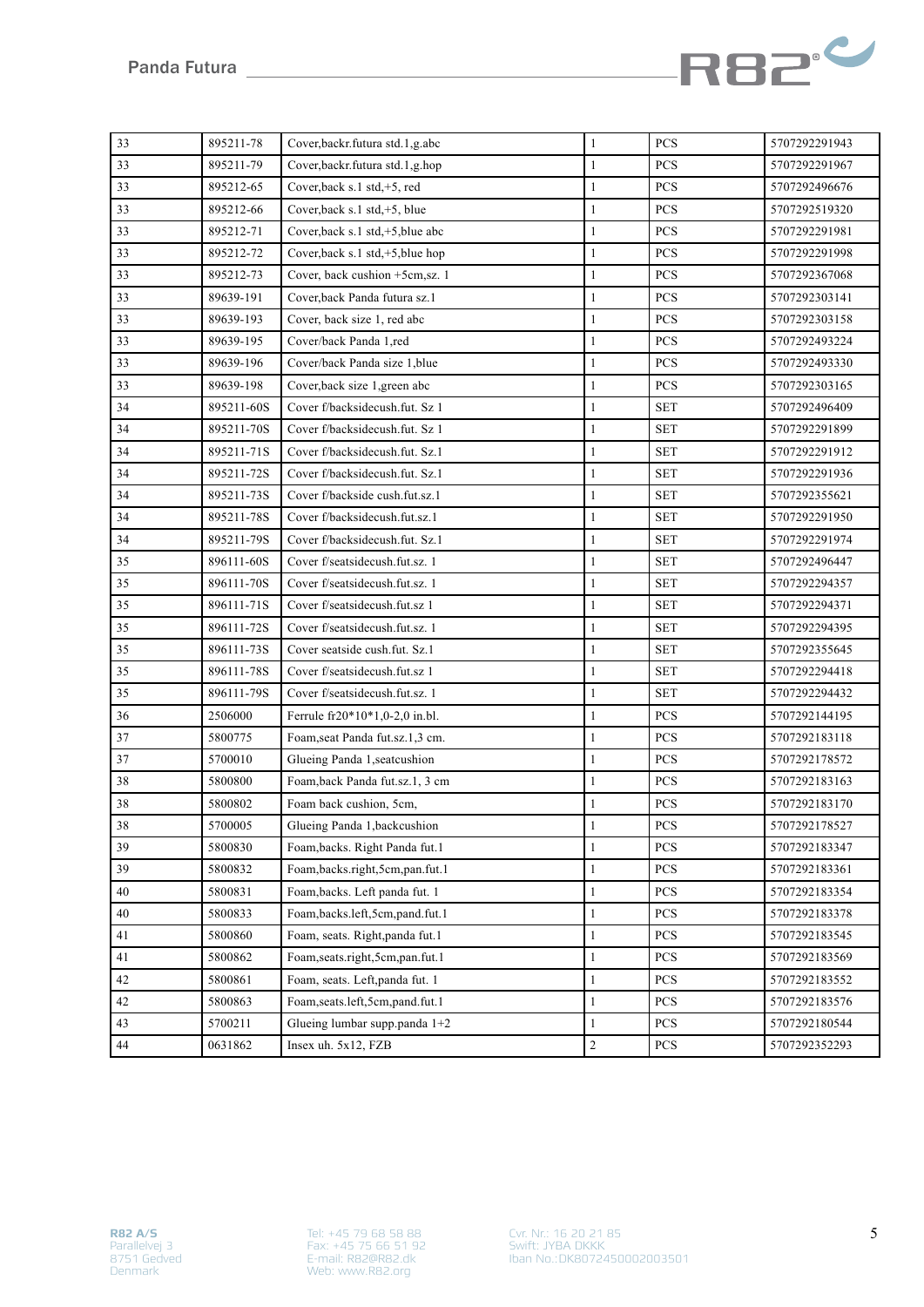| | | | | | |
|---|---|---|---|---|---|
| 33 | 895211-78 | Cover,backr.futura std.1,g.abc | 1 | PCS | 5707292291943 |
| 33 | 895211-79 | Cover,backr.futura std.1,g.hop | 1 | PCS | 5707292291967 |
| 33 | 895212-65 | Cover,back s.1 std,+5, red | 1 | PCS | 5707292496676 |
| 33 | 895212-66 | Cover,back s.1 std,+5, blue | 1 | PCS | 5707292519320 |
| 33 | 895212-71 | Cover,back s.1 std,+5,blue abc | 1 | PCS | 5707292291981 |
| 33 | 895212-72 | Cover,back s.1 std,+5,blue hop | 1 | PCS | 5707292291998 |
| 33 | 895212-73 | Cover, back cushion +5cm,sz. 1 | 1 | PCS | 5707292367068 |
| 33 | 89639-191 | Cover,back Panda futura sz.1 | 1 | PCS | 5707292303141 |
| 33 | 89639-193 | Cover, back size 1, red abc | 1 | PCS | 5707292303158 |
| 33 | 89639-195 | Cover/back Panda 1,red | 1 | PCS | 5707292493224 |
| 33 | 89639-196 | Cover/back Panda size 1,blue | 1 | PCS | 5707292493330 |
| 33 | 89639-198 | Cover,back size 1,green abc | 1 | PCS | 5707292303165 |
| 34 | 895211-60S | Cover f/backsidecush.fut. Sz 1 | 1 | SET | 5707292496409 |
| 34 | 895211-70S | Cover f/backsidecush.fut. Sz 1 | 1 | SET | 5707292291899 |
| 34 | 895211-71S | Cover f/backsidecush.fut. Sz.1 | 1 | SET | 5707292291912 |
| 34 | 895211-72S | Cover f/backsidecush.fut. Sz.1 | 1 | SET | 5707292291936 |
| 34 | 895211-73S | Cover f/backside cush.fut.sz.1 | 1 | SET | 5707292355621 |
| 34 | 895211-78S | Cover f/backsidecush.fut.sz.1 | 1 | SET | 5707292291950 |
| 34 | 895211-79S | Cover f/backsidecush.fut. Sz.1 | 1 | SET | 5707292291974 |
| 35 | 896111-60S | Cover f/seatsidecush.fut.sz. 1 | 1 | SET | 5707292496447 |
| 35 | 896111-70S | Cover f/seatsidecush.fut.sz. 1 | 1 | SET | 5707292294357 |
| 35 | 896111-71S | Cover f/seatsidecush.fut.sz 1 | 1 | SET | 5707292294371 |
| 35 | 896111-72S | Cover f/seatsidecush.fut.sz. 1 | 1 | SET | 5707292294395 |
| 35 | 896111-73S | Cover seatside cush.fut. Sz.1 | 1 | SET | 5707292355645 |
| 35 | 896111-78S | Cover f/seatsidecush.fut.sz 1 | 1 | SET | 5707292294418 |
| 35 | 896111-79S | Cover f/seatsidecush.fut.sz. 1 | 1 | SET | 5707292294432 |
| 36 | 2506000 | Ferrule fr20*10*1,0-2,0 in.bl. | 1 | PCS | 5707292144195 |
| 37 | 5800775 | Foam,seat Panda fut.sz.1,3 cm. | 1 | PCS | 5707292183118 |
| 37 | 5700010 | Glueing Panda 1,seatcushion | 1 | PCS | 5707292178572 |
| 38 | 5800800 | Foam,back Panda fut.sz.1, 3 cm | 1 | PCS | 5707292183163 |
| 38 | 5800802 | Foam back cushion, 5cm, | 1 | PCS | 5707292183170 |
| 38 | 5700005 | Glueing Panda 1,backcushion | 1 | PCS | 5707292178527 |
| 39 | 5800830 | Foam,backs. Right Panda fut.1 | 1 | PCS | 5707292183347 |
| 39 | 5800832 | Foam,backs.right,5cm,pan.fut.1 | 1 | PCS | 5707292183361 |
| 40 | 5800831 | Foam,backs. Left panda fut. 1 | 1 | PCS | 5707292183354 |
| 40 | 5800833 | Foam,backs.left,5cm,pand.fut.1 | 1 | PCS | 5707292183378 |
| 41 | 5800860 | Foam, seats. Right,panda fut.1 | 1 | PCS | 5707292183545 |
| 41 | 5800862 | Foam,seats.right,5cm,pan.fut.1 | 1 | PCS | 5707292183569 |
| 42 | 5800861 | Foam, seats. Left,panda fut. 1 | 1 | PCS | 5707292183552 |
| 42 | 5800863 | Foam,seats.left,5cm,pand.fut.1 | 1 | PCS | 5707292183576 |
| 43 | 5700211 | Glueing lumbar supp.panda 1+2 | 1 | PCS | 5707292180544 |
| 44 | 0631862 | Insex uh. 5x12, FZB | 2 | PCS | 5707292352293 |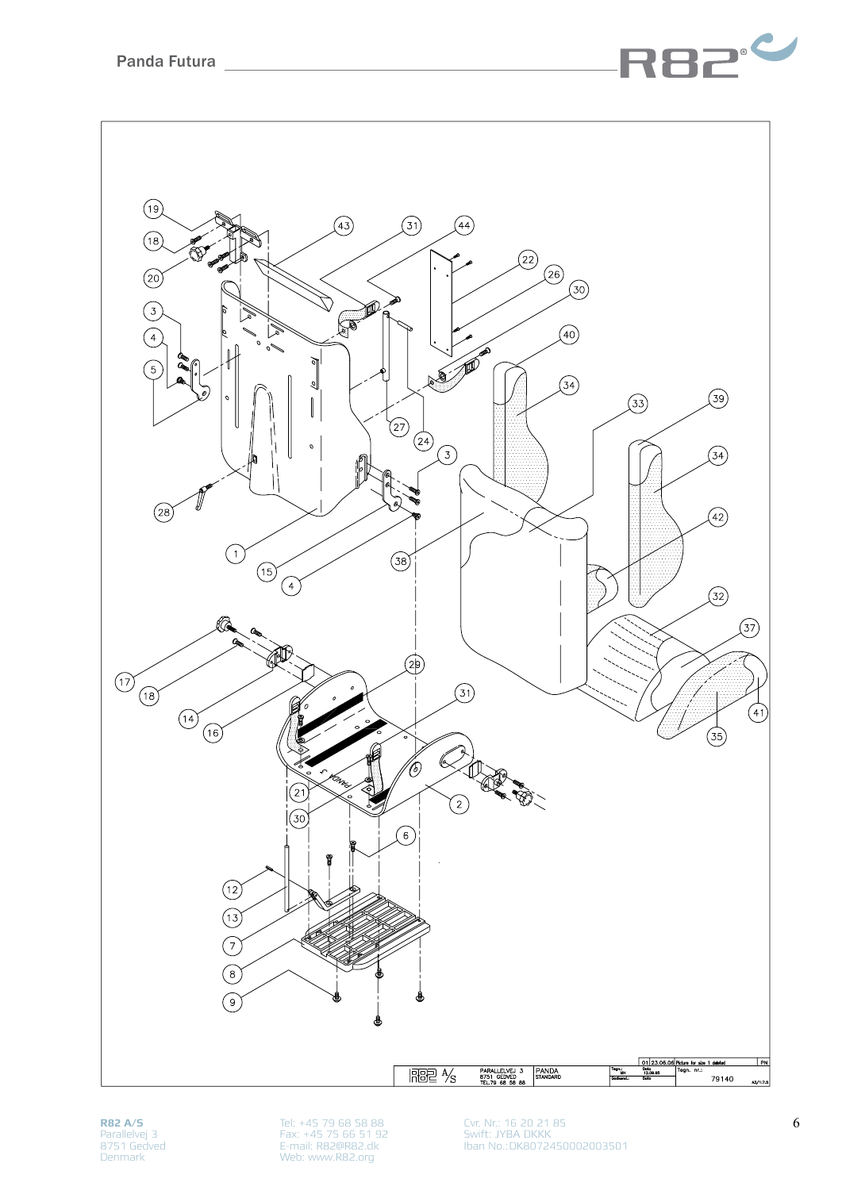R82 A/S
PARALLELVEJ 3
8751 GEDVED
TEL.79 68 58 88

PANDA
STANDARD

01 23.06.06 Picture for size 1 deleted

Tegn. nr.: 79140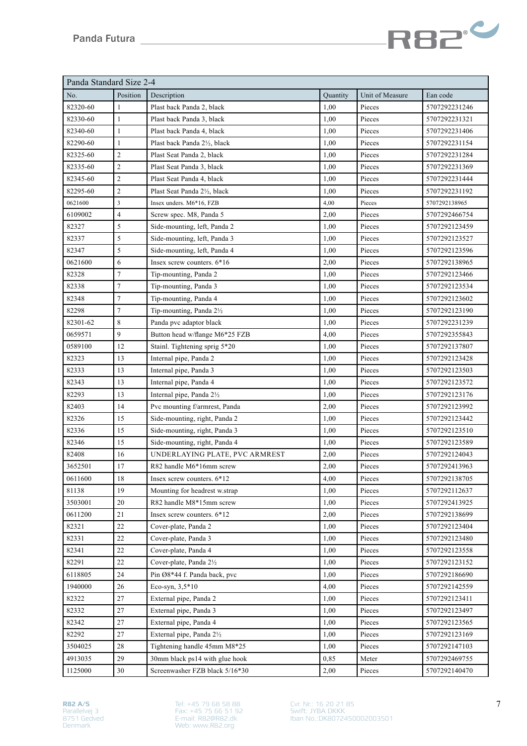| Panda Standard Size 2-4 | | | | | |
|---|---|---|---|---|---|
| No. | Position | Description | Quantity | Unit of Measure | Ean code |
| 82320-60 | 1 | Plast back Panda 2, black | 1,00 | Pieces | 5707292231246 |
| 82330-60 | 1 | Plast back Panda 3, black | 1,00 | Pieces | 5707292231321 |
| 82340-60 | 1 | Plast back Panda 4, black | 1,00 | Pieces | 5707292231406 |
| 82290-60 | 1 | Plast back Panda 2½, black | 1,00 | Pieces | 5707292231154 |
| 82325-60 | 2 | Plast Seat Panda 2, black | 1,00 | Pieces | 5707292231284 |
| 82335-60 | 2 | Plast Seat Panda 3, black | 1,00 | Pieces | 5707292231369 |
| 82345-60 | 2 | Plast Seat Panda 4, black | 1,00 | Pieces | 5707292231444 |
| 82295-60 | 2 | Plast Seat Panda 2½, black | 1,00 | Pieces | 5707292231192 |
| 0621600 | 3 | Insex unders. M6*16, FZB | 4,00 | Pieces | 5707292138965 |
| 6109002 | 4 | Screw spec. M8, Panda 5 | 2,00 | Pieces | 5707292466754 |
| 82327 | 5 | Side-mounting, left, Panda 2 | 1,00 | Pieces | 5707292123459 |
| 82337 | 5 | Side-mounting, left, Panda 3 | 1,00 | Pieces | 5707292123527 |
| 82347 | 5 | Side-mounting, left, Panda 4 | 1,00 | Pieces | 5707292123596 |
| 0621600 | 6 | Insex screw counters. 6*16 | 2,00 | Pieces | 5707292138965 |
| 82328 | 7 | Tip-mounting, Panda 2 | 1,00 | Pieces | 5707292123466 |
| 82338 | 7 | Tip-mounting, Panda 3 | 1,00 | Pieces | 5707292123534 |
| 82348 | 7 | Tip-mounting, Panda 4 | 1,00 | Pieces | 5707292123602 |
| 82298 | 7 | Tip-mounting, Panda 2½ | 1,00 | Pieces | 5707292123190 |
| 82301-62 | 8 | Panda pvc adaptor black | 1,00 | Pieces | 5707292231239 |
| 0659571 | 9 | Button head w/flange M6*25 FZB | 4,00 | Pieces | 5707292355843 |
| 0589100 | 12 | Stainl. Tightening sprig 5*20 | 1,00 | Pieces | 5707292137807 |
| 82323 | 13 | Internal pipe, Panda 2 | 1,00 | Pieces | 5707292123428 |
| 82333 | 13 | Internal pipe, Panda 3 | 1,00 | Pieces | 5707292123503 |
| 82343 | 13 | Internal pipe, Panda 4 | 1,00 | Pieces | 5707292123572 |
| 82293 | 13 | Internal pipe, Panda 2½ | 1,00 | Pieces | 5707292123176 |
| 82403 | 14 | Pvc mounting f/armrest, Panda | 2,00 | Pieces | 5707292123992 |
| 82326 | 15 | Side-mounting, right, Panda 2 | 1,00 | Pieces | 5707292123442 |
| 82336 | 15 | Side-mounting, right, Panda 3 | 1,00 | Pieces | 5707292123510 |
| 82346 | 15 | Side-mounting, right, Panda 4 | 1,00 | Pieces | 5707292123589 |
| 82408 | 16 | UNDERLAYING PLATE, PVC ARMREST | 2,00 | Pieces | 5707292124043 |
| 3652501 | 17 | R82 handle M6*16mm screw | 2,00 | Pieces | 5707292413963 |
| 0611600 | 18 | Insex screw counters. 6*12 | 4,00 | Pieces | 5707292138705 |
| 81138 | 19 | Mounting for headrest w.strap | 1,00 | Pieces | 5707292112637 |
| 3503001 | 20 | R82 handle M8*15mm screw | 1,00 | Pieces | 5707292413925 |
| 0611200 | 21 | Insex screw counters. 6*12 | 2,00 | Pieces | 5707292138699 |
| 82321 | 22 | Cover-plate, Panda 2 | 1,00 | Pieces | 5707292123404 |
| 82331 | 22 | Cover-plate, Panda 3 | 1,00 | Pieces | 5707292123480 |
| 82341 | 22 | Cover-plate, Panda 4 | 1,00 | Pieces | 5707292123558 |
| 82291 | 22 | Cover-plate, Panda 2½ | 1,00 | Pieces | 5707292123152 |
| 6118805 | 24 | Pin Ø8*44 f. Panda back, pvc | 1,00 | Pieces | 5707292186690 |
| 1940000 | 26 | Eco-syn, 3,5*10 | 4,00 | Pieces | 5707292142559 |
| 82322 | 27 | External pipe, Panda 2 | 1,00 | Pieces | 5707292123411 |
| 82332 | 27 | External pipe, Panda 3 | 1,00 | Pieces | 5707292123497 |
| 82342 | 27 | External pipe, Panda 4 | 1,00 | Pieces | 5707292123565 |
| 82292 | 27 | External pipe, Panda 2½ | 1,00 | Pieces | 5707292123169 |
| 3504025 | 28 | Tightening handle 45mm M8*25 | 1,00 | Pieces | 5707292147103 |
| 4913035 | 29 | 30mm black ps14 with glue hook | 0,85 | Meter | 5707292469755 |
| 1125000 | 30 | Screenwasher FZB black 5/16*30 | 2,00 | Pieces | 5707292140470 |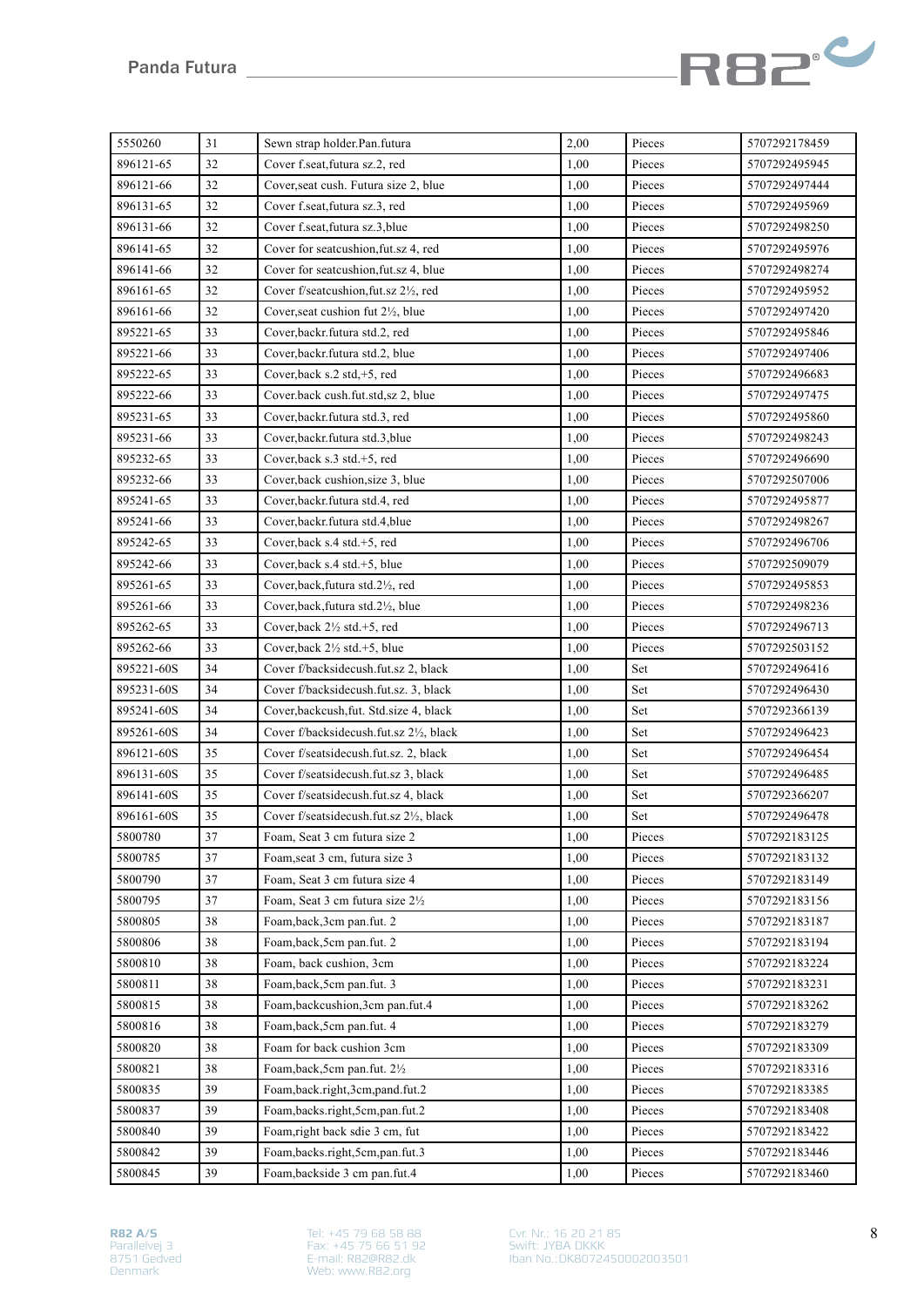| 5550260 | 31 | Sewn strap holder.Pan.futura | 2,00 | Pieces | 5707292178459 |
|---|---|---|---|---|---|
| 896121-65 | 32 | Cover f.seat,futura sz.2, red | 1,00 | Pieces | 5707292495945 |
| 896121-66 | 32 | Cover,seat cush. Futura size 2, blue | 1,00 | Pieces | 5707292497444 |
| 896131-65 | 32 | Cover f.seat,futura sz.3, red | 1,00 | Pieces | 5707292495969 |
| 896131-66 | 32 | Cover f.seat,futura sz.3,blue | 1,00 | Pieces | 5707292498250 |
| 896141-65 | 32 | Cover for seatcushion,fut.sz 4, red | 1,00 | Pieces | 5707292495976 |
| 896141-66 | 32 | Cover for seatcushion,fut.sz 4, blue | 1,00 | Pieces | 5707292498274 |
| 896161-65 | 32 | Cover f/seatcushion,fut.sz 2½, red | 1,00 | Pieces | 5707292495952 |
| 896161-66 | 32 | Cover,seat cushion fut 2½, blue | 1,00 | Pieces | 5707292497420 |
| 895221-65 | 33 | Cover,backr.futura std.2, red | 1,00 | Pieces | 5707292495846 |
| 895221-66 | 33 | Cover,backr.futura std.2, blue | 1,00 | Pieces | 5707292497406 |
| 895222-65 | 33 | Cover,back s.2 std,+5, red | 1,00 | Pieces | 5707292496683 |
| 895222-66 | 33 | Cover.back cush.fut.std,sz 2, blue | 1,00 | Pieces | 5707292497475 |
| 895231-65 | 33 | Cover,backr.futura std.3, red | 1,00 | Pieces | 5707292495860 |
| 895231-66 | 33 | Cover,backr.futura std.3,blue | 1,00 | Pieces | 5707292498243 |
| 895232-65 | 33 | Cover,back s.3 std.+5, red | 1,00 | Pieces | 5707292496690 |
| 895232-66 | 33 | Cover,back cushion,size 3, blue | 1,00 | Pieces | 5707292507006 |
| 895241-65 | 33 | Cover,backr.futura std.4, red | 1,00 | Pieces | 5707292495877 |
| 895241-66 | 33 | Cover,backr.futura std.4,blue | 1,00 | Pieces | 5707292498267 |
| 895242-65 | 33 | Cover,back s.4 std.+5, red | 1,00 | Pieces | 5707292496706 |
| 895242-66 | 33 | Cover,back s.4 std.+5, blue | 1,00 | Pieces | 5707292509079 |
| 895261-65 | 33 | Cover,back,futura std.2½, red | 1,00 | Pieces | 5707292495853 |
| 895261-66 | 33 | Cover,back,futura std.2½, blue | 1,00 | Pieces | 5707292498236 |
| 895262-65 | 33 | Cover,back 2½ std.+5, red | 1,00 | Pieces | 5707292496713 |
| 895262-66 | 33 | Cover,back 2½ std.+5, blue | 1,00 | Pieces | 5707292503152 |
| 895221-60S | 34 | Cover f/backsidecush.fut.sz 2, black | 1,00 | Set | 5707292496416 |
| 895231-60S | 34 | Cover f/backsidecush.fut.sz. 3, black | 1,00 | Set | 5707292496430 |
| 895241-60S | 34 | Cover,backcush,fut. Std.size 4, black | 1,00 | Set | 5707292366139 |
| 895261-60S | 34 | Cover f/backsidecush.fut.sz 2½, black | 1,00 | Set | 5707292496423 |
| 896121-60S | 35 | Cover f/seatsidecush.fut.sz. 2, black | 1,00 | Set | 5707292496454 |
| 896131-60S | 35 | Cover f/seatsidecush.fut.sz 3, black | 1,00 | Set | 5707292496485 |
| 896141-60S | 35 | Cover f/seatsidecush.fut.sz 4, black | 1,00 | Set | 5707292366207 |
| 896161-60S | 35 | Cover f/seatsidecush.fut.sz 2½, black | 1,00 | Set | 5707292496478 |
| 5800780 | 37 | Foam, Seat 3 cm futura size 2 | 1,00 | Pieces | 5707292183125 |
| 5800785 | 37 | Foam,seat 3 cm, futura size 3 | 1,00 | Pieces | 5707292183132 |
| 5800790 | 37 | Foam, Seat 3 cm futura size 4 | 1,00 | Pieces | 5707292183149 |
| 5800795 | 37 | Foam, Seat 3 cm futura size 2½ | 1,00 | Pieces | 5707292183156 |
| 5800805 | 38 | Foam,back,3cm pan.fut. 2 | 1,00 | Pieces | 5707292183187 |
| 5800806 | 38 | Foam,back,5cm pan.fut. 2 | 1,00 | Pieces | 5707292183194 |
| 5800810 | 38 | Foam, back cushion, 3cm | 1,00 | Pieces | 5707292183224 |
| 5800811 | 38 | Foam,back,5cm pan.fut. 3 | 1,00 | Pieces | 5707292183231 |
| 5800815 | 38 | Foam,backcushion,3cm pan.fut.4 | 1,00 | Pieces | 5707292183262 |
| 5800816 | 38 | Foam,back,5cm pan.fut. 4 | 1,00 | Pieces | 5707292183279 |
| 5800820 | 38 | Foam for back cushion 3cm | 1,00 | Pieces | 5707292183309 |
| 5800821 | 38 | Foam,back,5cm pan.fut. 2½ | 1,00 | Pieces | 5707292183316 |
| 5800835 | 39 | Foam,back.right,3cm,pand.fut.2 | 1,00 | Pieces | 5707292183385 |
| 5800837 | 39 | Foam,backs.right,5cm,pan.fut.2 | 1,00 | Pieces | 5707292183408 |
| 5800840 | 39 | Foam,right back sdie 3 cm, fut | 1,00 | Pieces | 5707292183422 |
| 5800842 | 39 | Foam,backs.right,5cm,pan.fut.3 | 1,00 | Pieces | 5707292183446 |
| 5800845 | 39 | Foam,backside 3 cm pan.fut.4 | 1,00 | Pieces | 5707292183460 |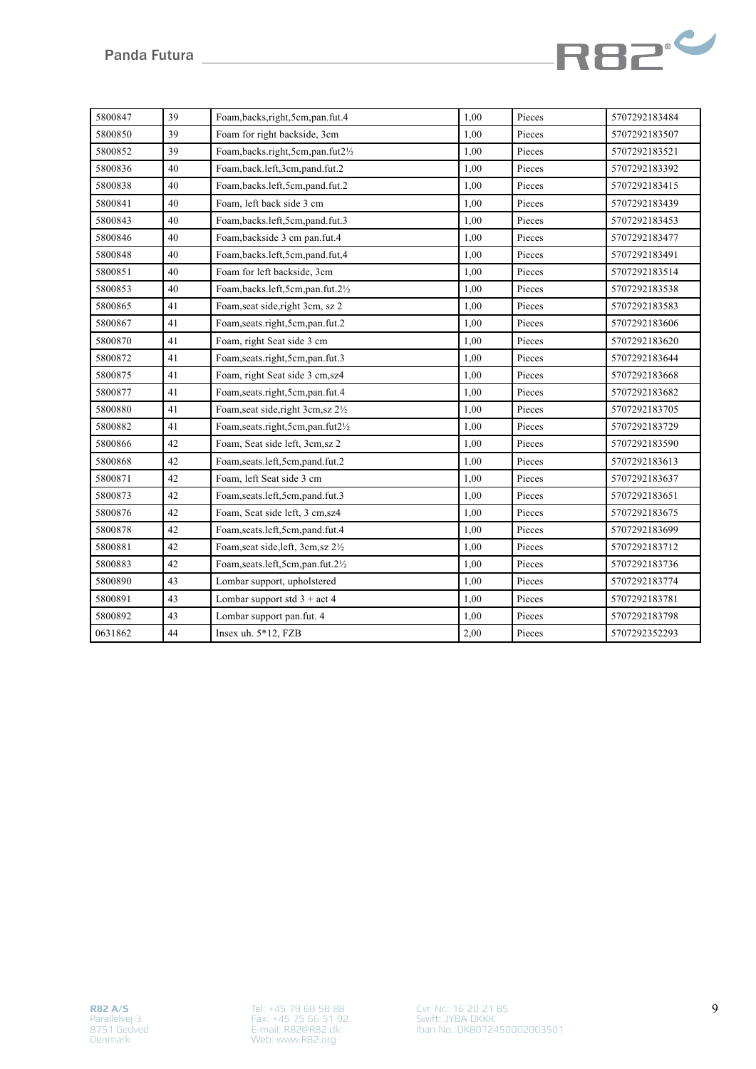| 5800847 | 39 | Foam,backs,right,5cm,pan.fut.4 | 1,00 | Pieces | 5707292183484 |
|---|---|---|---|---|---|
| 5800850 | 39 | Foam for right backside, 3cm | 1,00 | Pieces | 5707292183507 |
| 5800852 | 39 | Foam,backs.right,5cm,pan.fut2½ | 1,00 | Pieces | 5707292183521 |
| 5800836 | 40 | Foam,back.left,3cm,pand.fut.2 | 1,00 | Pieces | 5707292183392 |
| 5800838 | 40 | Foam,backs.left,5cm,pand.fut.2 | 1,00 | Pieces | 5707292183415 |
| 5800841 | 40 | Foam, left back side 3 cm | 1,00 | Pieces | 5707292183439 |
| 5800843 | 40 | Foam,backs.left,5cm,pand.fut.3 | 1,00 | Pieces | 5707292183453 |
| 5800846 | 40 | Foam,backside 3 cm pan.fut.4 | 1,00 | Pieces | 5707292183477 |
| 5800848 | 40 | Foam,backs.left,5cm,pand.fut,4 | 1,00 | Pieces | 5707292183491 |
| 5800851 | 40 | Foam for left backside, 3cm | 1,00 | Pieces | 5707292183514 |
| 5800853 | 40 | Foam,backs.left,5cm,pan.fut.2½ | 1,00 | Pieces | 5707292183538 |
| 5800865 | 41 | Foam,seat side,right 3cm, sz 2 | 1,00 | Pieces | 5707292183583 |
| 5800867 | 41 | Foam,seats.right,5cm,pan.fut.2 | 1,00 | Pieces | 5707292183606 |
| 5800870 | 41 | Foam, right Seat side 3 cm | 1,00 | Pieces | 5707292183620 |
| 5800872 | 41 | Foam,seats.right,5cm,pan.fut.3 | 1,00 | Pieces | 5707292183644 |
| 5800875 | 41 | Foam, right Seat side 3 cm,sz4 | 1,00 | Pieces | 5707292183668 |
| 5800877 | 41 | Foam,seats.right,5cm,pan.fut.4 | 1,00 | Pieces | 5707292183682 |
| 5800880 | 41 | Foam,seat side,right 3cm,sz 2½ | 1,00 | Pieces | 5707292183705 |
| 5800882 | 41 | Foam,seats.right,5cm,pan.fut2½ | 1,00 | Pieces | 5707292183729 |
| 5800866 | 42 | Foam, Seat side left, 3cm,sz 2 | 1,00 | Pieces | 5707292183590 |
| 5800868 | 42 | Foam,seats.left,5cm,pand.fut.2 | 1,00 | Pieces | 5707292183613 |
| 5800871 | 42 | Foam, left Seat side 3 cm | 1,00 | Pieces | 5707292183637 |
| 5800873 | 42 | Foam,seats.left,5cm,pand.fut.3 | 1,00 | Pieces | 5707292183651 |
| 5800876 | 42 | Foam, Seat side left, 3 cm,sz4 | 1,00 | Pieces | 5707292183675 |
| 5800878 | 42 | Foam,seats.left,5cm,pand.fut.4 | 1,00 | Pieces | 5707292183699 |
| 5800881 | 42 | Foam,seat side,left, 3cm,sz 2½ | 1,00 | Pieces | 5707292183712 |
| 5800883 | 42 | Foam,seats.left,5cm,pan.fut.2½ | 1,00 | Pieces | 5707292183736 |
| 5800890 | 43 | Lombar support, upholstered | 1,00 | Pieces | 5707292183774 |
| 5800891 | 43 | Lombar support std 3 + act 4 | 1,00 | Pieces | 5707292183781 |
| 5800892 | 43 | Lombar support pan.fut. 4 | 1,00 | Pieces | 5707292183798 |
| 0631862 | 44 | Insex uh. 5*12, FZB | 2,00 | Pieces | 5707292352293 |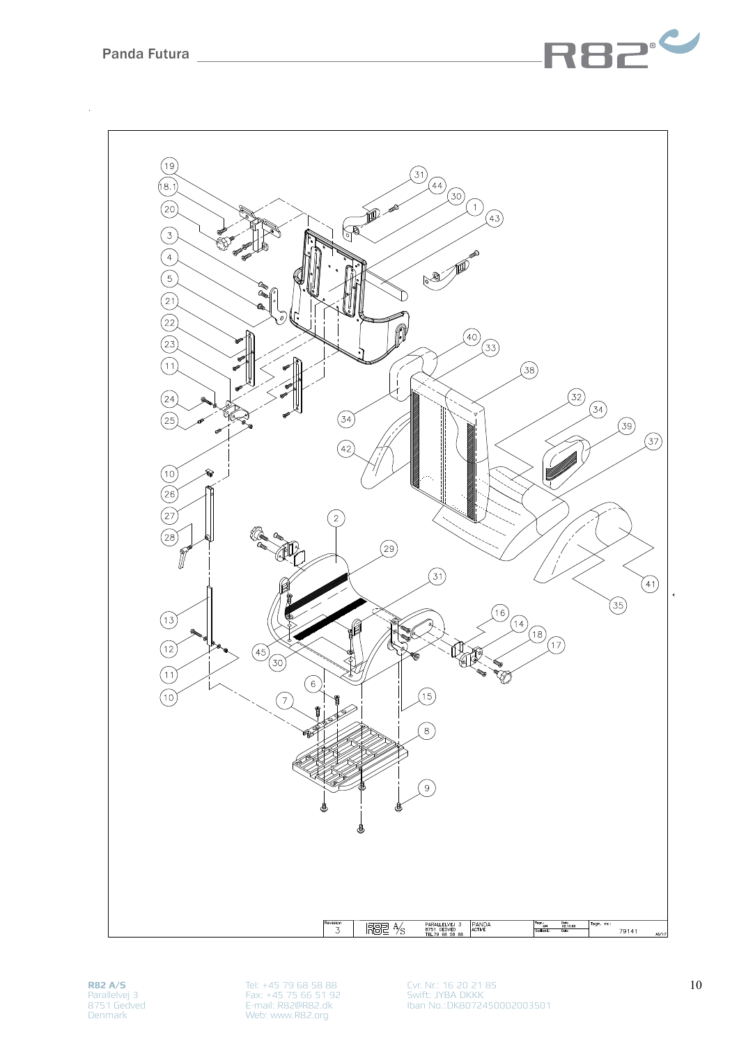| Revision | | | | | | |
|---|---|---|---|---|---|---|
| 3 | R82 A/S | PARALLELVEJ 3 8751 GEDVED TEL.79 68 58 88 | PANDA ACTIVE | | Tegn. nr.: 79141 | A3/1:2 |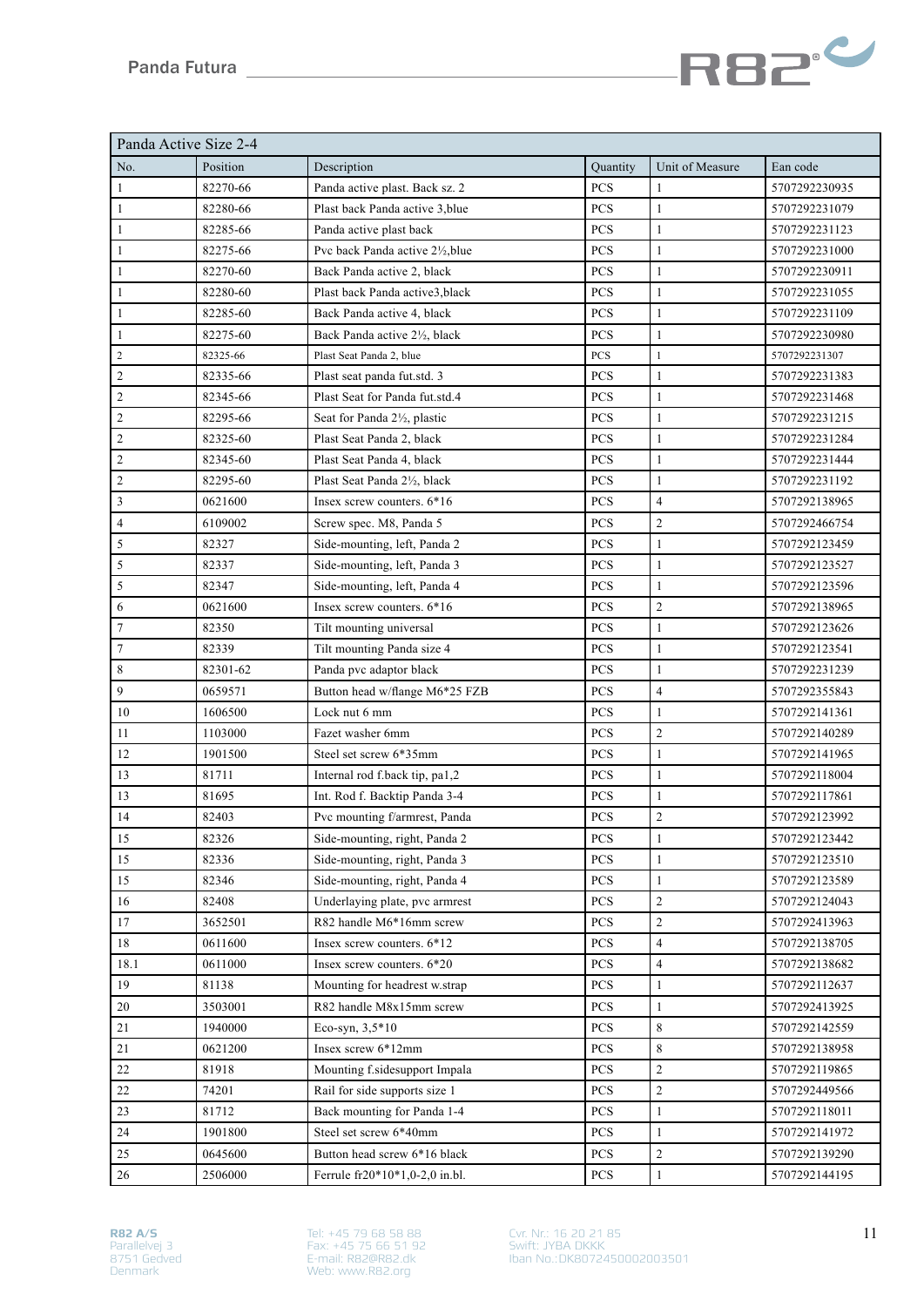| Panda Active Size 2-4 | | | | | |
|---|---|---|---|---|---|
| No. | Position | Description | Quantity | Unit of Measure | Ean code |
| 1 | 82270-66 | Panda active plast. Back sz. 2 | PCS | 1 | 5707292230935 |
| 1 | 82280-66 | Plast back Panda active 3,blue | PCS | 1 | 5707292231079 |
| 1 | 82285-66 | Panda active plast back | PCS | 1 | 5707292231123 |
| 1 | 82275-66 | Pvc back Panda active 2½,blue | PCS | 1 | 5707292231000 |
| 1 | 82270-60 | Back Panda active 2, black | PCS | 1 | 5707292230911 |
| 1 | 82280-60 | Plast back Panda active3,black | PCS | 1 | 5707292231055 |
| 1 | 82285-60 | Back Panda active 4, black | PCS | 1 | 5707292231109 |
| 1 | 82275-60 | Back Panda active 2½, black | PCS | 1 | 5707292230980 |
| 2 | 82325-66 | Plast Seat Panda 2, blue | PCS | 1 | 5707292231307 |
| 2 | 82335-66 | Plast seat panda fut.std. 3 | PCS | 1 | 5707292231383 |
| 2 | 82345-66 | Plast Seat for Panda fut.std.4 | PCS | 1 | 5707292231468 |
| 2 | 82295-66 | Seat for Panda 2½, plastic | PCS | 1 | 5707292231215 |
| 2 | 82325-60 | Plast Seat Panda 2, black | PCS | 1 | 5707292231284 |
| 2 | 82345-60 | Plast Seat Panda 4, black | PCS | 1 | 5707292231444 |
| 2 | 82295-60 | Plast Seat Panda 2½, black | PCS | 1 | 5707292231192 |
| 3 | 0621600 | Insex screw counters. 6*16 | PCS | 4 | 5707292138965 |
| 4 | 6109002 | Screw spec. M8, Panda 5 | PCS | 2 | 5707292466754 |
| 5 | 82327 | Side-mounting, left, Panda 2 | PCS | 1 | 5707292123459 |
| 5 | 82337 | Side-mounting, left, Panda 3 | PCS | 1 | 5707292123527 |
| 5 | 82347 | Side-mounting, left, Panda 4 | PCS | 1 | 5707292123596 |
| 6 | 0621600 | Insex screw counters. 6*16 | PCS | 2 | 5707292138965 |
| 7 | 82350 | Tilt mounting universal | PCS | 1 | 5707292123626 |
| 7 | 82339 | Tilt mounting Panda size 4 | PCS | 1 | 5707292123541 |
| 8 | 82301-62 | Panda pvc adaptor black | PCS | 1 | 5707292231239 |
| 9 | 0659571 | Button head w/flange M6*25 FZB | PCS | 4 | 5707292355843 |
| 10 | 1606500 | Lock nut 6 mm | PCS | 1 | 5707292141361 |
| 11 | 1103000 | Fazet washer 6mm | PCS | 2 | 5707292140289 |
| 12 | 1901500 | Steel set screw 6*35mm | PCS | 1 | 5707292141965 |
| 13 | 81711 | Internal rod f.back tip, pa1,2 | PCS | 1 | 5707292118004 |
| 13 | 81695 | Int. Rod f. Backtip Panda 3-4 | PCS | 1 | 5707292117861 |
| 14 | 82403 | Pvc mounting f/armrest, Panda | PCS | 2 | 5707292123992 |
| 15 | 82326 | Side-mounting, right, Panda 2 | PCS | 1 | 5707292123442 |
| 15 | 82336 | Side-mounting, right, Panda 3 | PCS | 1 | 5707292123510 |
| 15 | 82346 | Side-mounting, right, Panda 4 | PCS | 1 | 5707292123589 |
| 16 | 82408 | Underlaying plate, pvc armrest | PCS | 2 | 5707292124043 |
| 17 | 3652501 | R82 handle M6*16mm screw | PCS | 2 | 5707292413963 |
| 18 | 0611600 | Insex screw counters. 6*12 | PCS | 4 | 5707292138705 |
| 18.1 | 0611000 | Insex screw counters. 6*20 | PCS | 4 | 5707292138682 |
| 19 | 81138 | Mounting for headrest w.strap | PCS | 1 | 5707292112637 |
| 20 | 3503001 | R82 handle M8x15mm screw | PCS | 1 | 5707292413925 |
| 21 | 1940000 | Eco-syn, 3,5*10 | PCS | 8 | 5707292142559 |
| 21 | 0621200 | Insex screw 6*12mm | PCS | 8 | 5707292138958 |
| 22 | 81918 | Mounting f.sidesupport Impala | PCS | 2 | 5707292119865 |
| 22 | 74201 | Rail for side supports size 1 | PCS | 2 | 5707292449566 |
| 23 | 81712 | Back mounting for Panda 1-4 | PCS | 1 | 5707292118011 |
| 24 | 1901800 | Steel set screw 6*40mm | PCS | 1 | 5707292141972 |
| 25 | 0645600 | Button head screw 6*16 black | PCS | 2 | 5707292139290 |
| 26 | 2506000 | Ferrule fr20*10*1,0-2,0 in.bl. | PCS | 1 | 5707292144195 |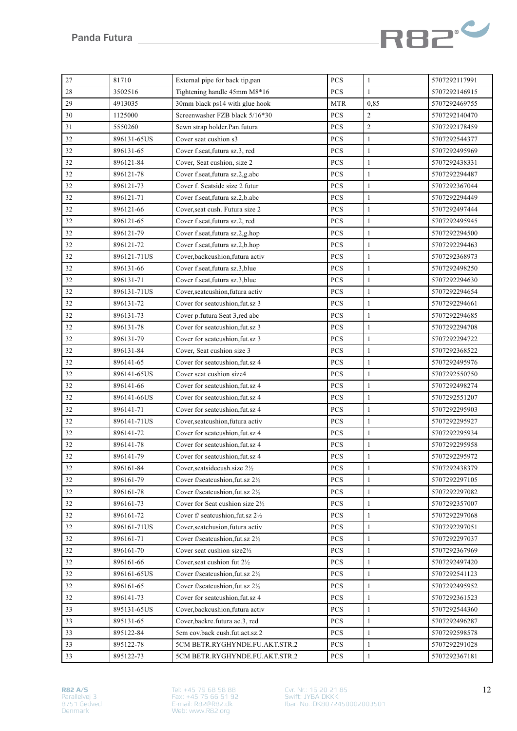| 27 | 81710 | External pipe for back tip,pan | PCS | 1 | 5707292117991 |
|---|---|---|---|---|---|
| 28 | 3502516 | Tightening handle 45mm M8*16 | PCS | 1 | 5707292146915 |
| 29 | 4913035 | 30mm black ps14 with glue hook | MTR | 0,85 | 5707292469755 |
| 30 | 1125000 | Screenwasher FZB black 5/16*30 | PCS | 2 | 5707292140470 |
| 31 | 5550260 | Sewn strap holder.Pan.futura | PCS | 2 | 5707292178459 |
| 32 | 896131-65US | Cover seat cushion s3 | PCS | 1 | 5707292544377 |
| 32 | 896131-65 | Cover f.seat,futura sz.3, red | PCS | 1 | 5707292495969 |
| 32 | 896121-84 | Cover, Seat cushion, size 2 | PCS | 1 | 5707292438331 |
| 32 | 896121-78 | Cover f.seat,futura sz.2,g.abc | PCS | 1 | 5707292294487 |
| 32 | 896121-73 | Cover f. Seatside size 2 futur | PCS | 1 | 5707292367044 |
| 32 | 896121-71 | Cover f.seat,futura sz.2,b.abc | PCS | 1 | 5707292294449 |
| 32 | 896121-66 | Cover,seat cush. Futura size 2 | PCS | 1 | 5707292497444 |
| 32 | 896121-65 | Cover f.seat,futura sz.2, red | PCS | 1 | 5707292495945 |
| 32 | 896121-79 | Cover f.seat,futura sz.2,g.hop | PCS | 1 | 5707292294500 |
| 32 | 896121-72 | Cover f.seat,futura sz.2,b.hop | PCS | 1 | 5707292294463 |
| 32 | 896121-71US | Cover,backcushion,futura activ | PCS | 1 | 5707292368973 |
| 32 | 896131-66 | Cover f.seat,futura sz.3,blue | PCS | 1 | 5707292498250 |
| 32 | 896131-71 | Cover f.seat,futura sz.3,blue | PCS | 1 | 5707292294630 |
| 32 | 896131-71US | Cover,seatcushion,futura activ | PCS | 1 | 5707292294654 |
| 32 | 896131-72 | Cover for seatcushion,fut.sz 3 | PCS | 1 | 5707292294661 |
| 32 | 896131-73 | Cover p.futura Seat 3,red abc | PCS | 1 | 5707292294685 |
| 32 | 896131-78 | Cover for seatcushion,fut.sz 3 | PCS | 1 | 5707292294708 |
| 32 | 896131-79 | Cover for seatcushion,fut.sz 3 | PCS | 1 | 5707292294722 |
| 32 | 896131-84 | Cover, Seat cushion size 3 | PCS | 1 | 5707292368522 |
| 32 | 896141-65 | Cover for seatcushion,fut.sz 4 | PCS | 1 | 5707292495976 |
| 32 | 896141-65US | Cover seat cushion size4 | PCS | 1 | 5707292550750 |
| 32 | 896141-66 | Cover for seatcushion,fut.sz 4 | PCS | 1 | 5707292498274 |
| 32 | 896141-66US | Cover for seatcushion,fut.sz 4 | PCS | 1 | 5707292551207 |
| 32 | 896141-71 | Cover for seatcushion,fut.sz 4 | PCS | 1 | 5707292295903 |
| 32 | 896141-71US | Cover,seatcushion,futura activ | PCS | 1 | 5707292295927 |
| 32 | 896141-72 | Cover for seatcushion,fut.sz 4 | PCS | 1 | 5707292295934 |
| 32 | 896141-78 | Cover for seatcushion,fut.sz 4 | PCS | 1 | 5707292295958 |
| 32 | 896141-79 | Cover for seatcushion,fut.sz 4 | PCS | 1 | 5707292295972 |
| 32 | 896161-84 | Cover,seatsidecush.size 2½ | PCS | 1 | 5707292438379 |
| 32 | 896161-79 | Cover f/seatcushion,fut.sz 2½ | PCS | 1 | 5707292297105 |
| 32 | 896161-78 | Cover f/seatcushion,fut.sz 2½ | PCS | 1 | 5707292297082 |
| 32 | 896161-73 | Cover for Seat cushion size 2½ | PCS | 1 | 5707292357007 |
| 32 | 896161-72 | Cover f/ seatcushion,fut.sz 2½ | PCS | 1 | 5707292297068 |
| 32 | 896161-71US | Cover,seatchusion,futura activ | PCS | 1 | 5707292297051 |
| 32 | 896161-71 | Cover f/seatcushion,fut.sz 2½ | PCS | 1 | 5707292297037 |
| 32 | 896161-70 | Cover seat cushion size2½ | PCS | 1 | 5707292367969 |
| 32 | 896161-66 | Cover,seat cushion fut 2½ | PCS | 1 | 5707292497420 |
| 32 | 896161-65US | Cover f/seatcushion,fut.sz 2½ | PCS | 1 | 5707292541123 |
| 32 | 896161-65 | Cover f/seatcushion,fut.sz 2½ | PCS | 1 | 5707292495952 |
| 32 | 896141-73 | Cover for seatcushion,fut.sz 4 | PCS | 1 | 5707292361523 |
| 33 | 895131-65US | Cover,backcushion,futura activ | PCS | 1 | 5707292544360 |
| 33 | 895131-65 | Cover,backre.futura ac.3, red | PCS | 1 | 5707292496287 |
| 33 | 895122-84 | 5cm cov.back cush.fut.act.sz.2 | PCS | 1 | 5707292598578 |
| 33 | 895122-78 | 5CM BETR.RYGHYNDE.FU.AKT.STR.2 | PCS | 1 | 5707292291028 |
| 33 | 895122-73 | 5CM BETR.RYGHYNDE.FU.AKT.STR.2 | PCS | 1 | 5707292367181 |

**R82 A/S**
Parallelvej 3
8751 Gedved
Denmark

Tel: +45 79 68 58 88
Fax: +45 75 66 51 92
E-mail: R82@R82.dk
Web: www.R82.org

Cvr. Nr.: 16 20 21 85
Swift: JYBA DKKK
Iban No.:DK8072450002003501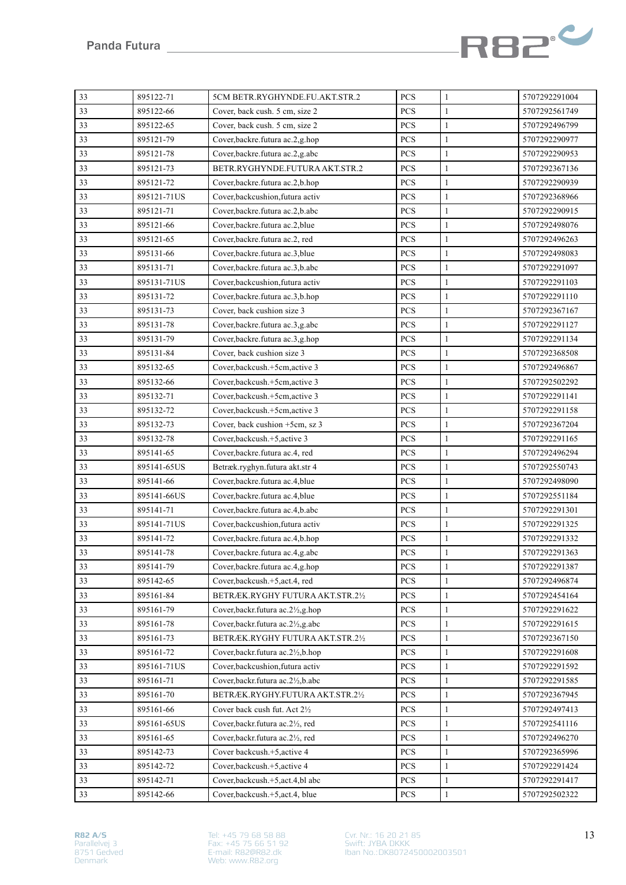| 33 | 895122-71 | 5CM BETR.RYGHYNDE.FU.AKT.STR.2 | PCS | 1 | 5707292291004 |
|---|---|---|---|---|---|
| 33 | 895122-66 | Cover, back cush. 5 cm, size 2 | PCS | 1 | 5707292561749 |
| 33 | 895122-65 | Cover, back cush. 5 cm, size 2 | PCS | 1 | 5707292496799 |
| 33 | 895121-79 | Cover,backre.futura ac.2,g.hop | PCS | 1 | 5707292290977 |
| 33 | 895121-78 | Cover,backre.futura ac.2,g.abc | PCS | 1 | 5707292290953 |
| 33 | 895121-73 | BETR.RYGHYNDE.FUTURA AKT.STR.2 | PCS | 1 | 5707292367136 |
| 33 | 895121-72 | Cover,backre.futura ac.2,b.hop | PCS | 1 | 5707292290939 |
| 33 | 895121-71US | Cover,backcushion,futura activ | PCS | 1 | 5707292368966 |
| 33 | 895121-71 | Cover,backre.futura ac.2,b.abc | PCS | 1 | 5707292290915 |
| 33 | 895121-66 | Cover,backre.futura ac.2,blue | PCS | 1 | 5707292498076 |
| 33 | 895121-65 | Cover,backre.futura ac.2, red | PCS | 1 | 5707292496263 |
| 33 | 895131-66 | Cover,backre.futura ac.3,blue | PCS | 1 | 5707292498083 |
| 33 | 895131-71 | Cover,backre.futura ac.3,b.abc | PCS | 1 | 5707292291097 |
| 33 | 895131-71US | Cover,backcushion,futura activ | PCS | 1 | 5707292291103 |
| 33 | 895131-72 | Cover,backre.futura ac.3,b.hop | PCS | 1 | 5707292291110 |
| 33 | 895131-73 | Cover, back cushion size 3 | PCS | 1 | 5707292367167 |
| 33 | 895131-78 | Cover,backre.futura ac.3,g.abc | PCS | 1 | 5707292291127 |
| 33 | 895131-79 | Cover,backre.futura ac.3,g.hop | PCS | 1 | 5707292291134 |
| 33 | 895131-84 | Cover, back cushion size 3 | PCS | 1 | 5707292368508 |
| 33 | 895132-65 | Cover,backcush.+5cm,active 3 | PCS | 1 | 5707292496867 |
| 33 | 895132-66 | Cover,backcush.+5cm,active 3 | PCS | 1 | 5707292502292 |
| 33 | 895132-71 | Cover,backcush.+5cm,active 3 | PCS | 1 | 5707292291141 |
| 33 | 895132-72 | Cover,backcush.+5cm,active 3 | PCS | 1 | 5707292291158 |
| 33 | 895132-73 | Cover, back cushion +5cm, sz 3 | PCS | 1 | 5707292367204 |
| 33 | 895132-78 | Cover,backcush.+5,active 3 | PCS | 1 | 5707292291165 |
| 33 | 895141-65 | Cover,backre.futura ac.4, red | PCS | 1 | 5707292496294 |
| 33 | 895141-65US | Betræk.ryghyn.futura akt.str 4 | PCS | 1 | 5707292550743 |
| 33 | 895141-66 | Cover,backre.futura ac.4,blue | PCS | 1 | 5707292498090 |
| 33 | 895141-66US | Cover,backre.futura ac.4,blue | PCS | 1 | 5707292551184 |
| 33 | 895141-71 | Cover,backre.futura ac.4,b.abc | PCS | 1 | 5707292291301 |
| 33 | 895141-71US | Cover,backcushion,futura activ | PCS | 1 | 5707292291325 |
| 33 | 895141-72 | Cover,backre.futura ac.4,b.hop | PCS | 1 | 5707292291332 |
| 33 | 895141-78 | Cover,backre.futura ac.4,g.abc | PCS | 1 | 5707292291363 |
| 33 | 895141-79 | Cover,backre.futura ac.4,g.hop | PCS | 1 | 5707292291387 |
| 33 | 895142-65 | Cover,backcush.+5,act.4, red | PCS | 1 | 5707292496874 |
| 33 | 895161-84 | BETRÆK.RYGHY FUTURA AKT.STR.2½ | PCS | 1 | 5707292454164 |
| 33 | 895161-79 | Cover,backr.futura ac.2½,g.hop | PCS | 1 | 5707292291622 |
| 33 | 895161-78 | Cover,backr.futura ac.2½,g.abc | PCS | 1 | 5707292291615 |
| 33 | 895161-73 | BETRÆK.RYGHY FUTURA AKT.STR.2½ | PCS | 1 | 5707292367150 |
| 33 | 895161-72 | Cover,backr.futura ac.2½,b.hop | PCS | 1 | 5707292291608 |
| 33 | 895161-71US | Cover,backcushion,futura activ | PCS | 1 | 5707292291592 |
| 33 | 895161-71 | Cover,backr.futura ac.2½,b.abc | PCS | 1 | 5707292291585 |
| 33 | 895161-70 | BETRÆK.RYGHY.FUTURA AKT.STR.2½ | PCS | 1 | 5707292367945 |
| 33 | 895161-66 | Cover back cush fut. Act 2½ | PCS | 1 | 5707292497413 |
| 33 | 895161-65US | Cover,backr.futura ac.2½, red | PCS | 1 | 5707292541116 |
| 33 | 895161-65 | Cover,backr.futura ac.2½, red | PCS | 1 | 5707292496270 |
| 33 | 895142-73 | Cover backcush.+5,active 4 | PCS | 1 | 5707292365996 |
| 33 | 895142-72 | Cover,backcush.+5,active 4 | PCS | 1 | 5707292291424 |
| 33 | 895142-71 | Cover,backcush.+5,act.4,bl abc | PCS | 1 | 5707292291417 |
| 33 | 895142-66 | Cover,backcush.+5,act.4, blue | PCS | 1 | 5707292502322 |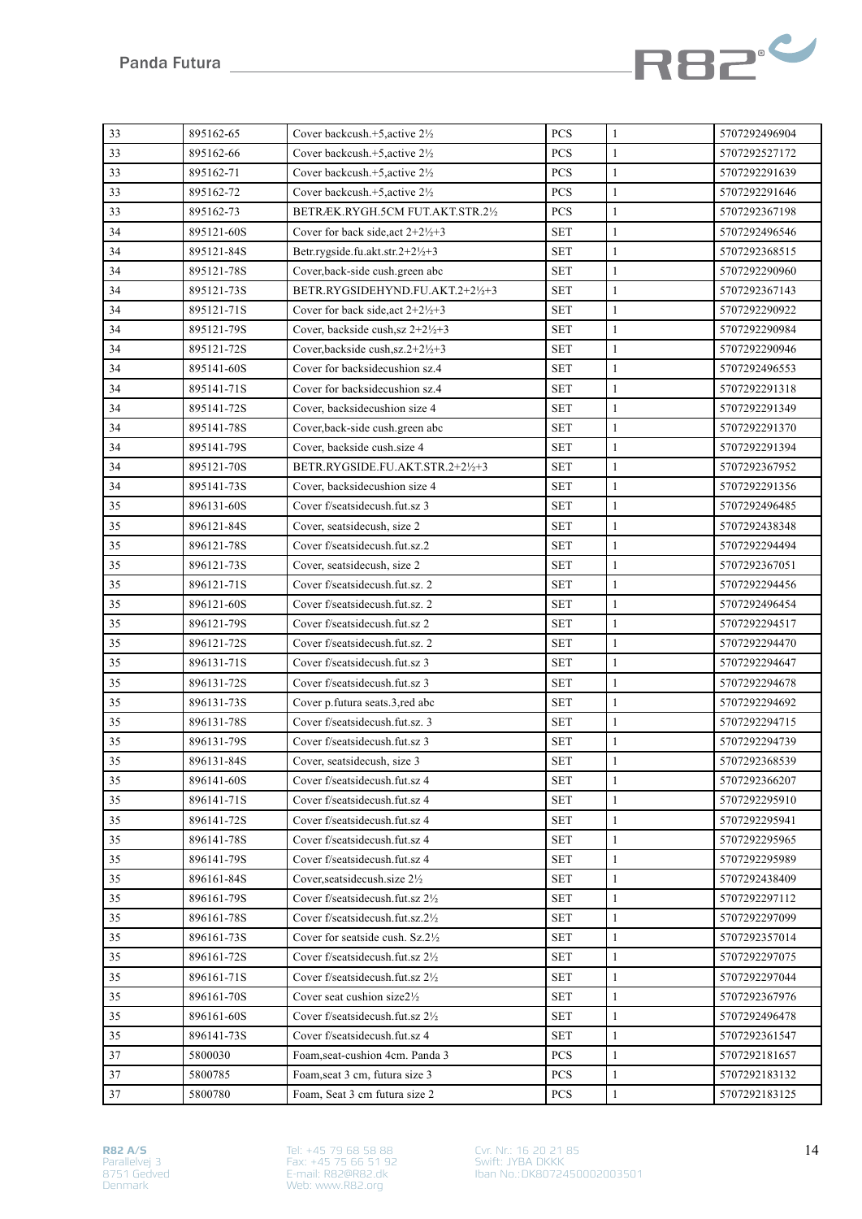| 33 | 895162-65 | Cover backcush.+5,active 2½ | PCS | 1 | 5707292496904 |
|---|---|---|---|---|---|
| 33 | 895162-66 | Cover backcush.+5,active 2½ | PCS | 1 | 5707292527172 |
| 33 | 895162-71 | Cover backcush.+5,active 2½ | PCS | 1 | 5707292291639 |
| 33 | 895162-72 | Cover backcush.+5,active 2½ | PCS | 1 | 5707292291646 |
| 33 | 895162-73 | BETRÆK.RYGH.5CM FUT.AKT.STR.2½ | PCS | 1 | 5707292367198 |
| 34 | 895121-60S | Cover for back side,act 2+2½+3 | SET | 1 | 5707292496546 |
| 34 | 895121-84S | Betr.rygside.fu.akt.str.2+2½+3 | SET | 1 | 5707292368515 |
| 34 | 895121-78S | Cover,back-side cush.green abc | SET | 1 | 5707292290960 |
| 34 | 895121-73S | BETR.RYGSIDEHYND.FU.AKT.2+2½+3 | SET | 1 | 5707292367143 |
| 34 | 895121-71S | Cover for back side,act 2+2½+3 | SET | 1 | 5707292290922 |
| 34 | 895121-79S | Cover, backside cush,sz 2+2½+3 | SET | 1 | 5707292290984 |
| 34 | 895121-72S | Cover,backside cush,sz.2+2½+3 | SET | 1 | 5707292290946 |
| 34 | 895141-60S | Cover for backsidecushion sz.4 | SET | 1 | 5707292496553 |
| 34 | 895141-71S | Cover for backsidecushion sz.4 | SET | 1 | 5707292291318 |
| 34 | 895141-72S | Cover, backsidecushion size 4 | SET | 1 | 5707292291349 |
| 34 | 895141-78S | Cover,back-side cush.green abc | SET | 1 | 5707292291370 |
| 34 | 895141-79S | Cover, backside cush.size 4 | SET | 1 | 5707292291394 |
| 34 | 895121-70S | BETR.RYGSIDE.FU.AKT.STR.2+2½+3 | SET | 1 | 5707292367952 |
| 34 | 895141-73S | Cover, backsidecushion size 4 | SET | 1 | 5707292291356 |
| 35 | 896131-60S | Cover f/seatsidecush.fut.sz 3 | SET | 1 | 5707292496485 |
| 35 | 896121-84S | Cover, seatsidecush, size 2 | SET | 1 | 5707292438348 |
| 35 | 896121-78S | Cover f/seatsidecush.fut.sz.2 | SET | 1 | 5707292294494 |
| 35 | 896121-73S | Cover, seatsidecush, size 2 | SET | 1 | 5707292367051 |
| 35 | 896121-71S | Cover f/seatsidecush.fut.sz. 2 | SET | 1 | 5707292294456 |
| 35 | 896121-60S | Cover f/seatsidecush.fut.sz. 2 | SET | 1 | 5707292496454 |
| 35 | 896121-79S | Cover f/seatsidecush.fut.sz 2 | SET | 1 | 5707292294517 |
| 35 | 896121-72S | Cover f/seatsidecush.fut.sz. 2 | SET | 1 | 5707292294470 |
| 35 | 896131-71S | Cover f/seatsidecush.fut.sz 3 | SET | 1 | 5707292294647 |
| 35 | 896131-72S | Cover f/seatsidecush.fut.sz 3 | SET | 1 | 5707292294678 |
| 35 | 896131-73S | Cover p.futura seats.3,red abc | SET | 1 | 5707292294692 |
| 35 | 896131-78S | Cover f/seatsidecush.fut.sz. 3 | SET | 1 | 5707292294715 |
| 35 | 896131-79S | Cover f/seatsidecush.fut.sz 3 | SET | 1 | 5707292294739 |
| 35 | 896131-84S | Cover, seatsidecush, size 3 | SET | 1 | 5707292368539 |
| 35 | 896141-60S | Cover f/seatsidecush.fut.sz 4 | SET | 1 | 5707292366207 |
| 35 | 896141-71S | Cover f/seatsidecush.fut.sz 4 | SET | 1 | 5707292295910 |
| 35 | 896141-72S | Cover f/seatsidecush.fut.sz 4 | SET | 1 | 5707292295941 |
| 35 | 896141-78S | Cover f/seatsidecush.fut.sz 4 | SET | 1 | 5707292295965 |
| 35 | 896141-79S | Cover f/seatsidecush.fut.sz 4 | SET | 1 | 5707292295989 |
| 35 | 896161-84S | Cover,seatsidecush.size 2½ | SET | 1 | 5707292438409 |
| 35 | 896161-79S | Cover f/seatsidecush.fut.sz 2½ | SET | 1 | 5707292297112 |
| 35 | 896161-78S | Cover f/seatsidecush.fut.sz.2½ | SET | 1 | 5707292297099 |
| 35 | 896161-73S | Cover for seatside cush. Sz.2½ | SET | 1 | 5707292357014 |
| 35 | 896161-72S | Cover f/seatsidecush.fut.sz 2½ | SET | 1 | 5707292297075 |
| 35 | 896161-71S | Cover f/seatsidecush.fut.sz 2½ | SET | 1 | 5707292297044 |
| 35 | 896161-70S | Cover seat cushion size2½ | SET | 1 | 5707292367976 |
| 35 | 896161-60S | Cover f/seatsidecush.fut.sz 2½ | SET | 1 | 5707292496478 |
| 35 | 896141-73S | Cover f/seatsidecush.fut.sz 4 | SET | 1 | 5707292361547 |
| 37 | 5800030 | Foam,seat-cushion 4cm. Panda 3 | PCS | 1 | 5707292181657 |
| 37 | 5800785 | Foam,seat 3 cm, futura size 3 | PCS | 1 | 5707292183132 |
| 37 | 5800780 | Foam, Seat 3 cm futura size 2 | PCS | 1 | 5707292183125 |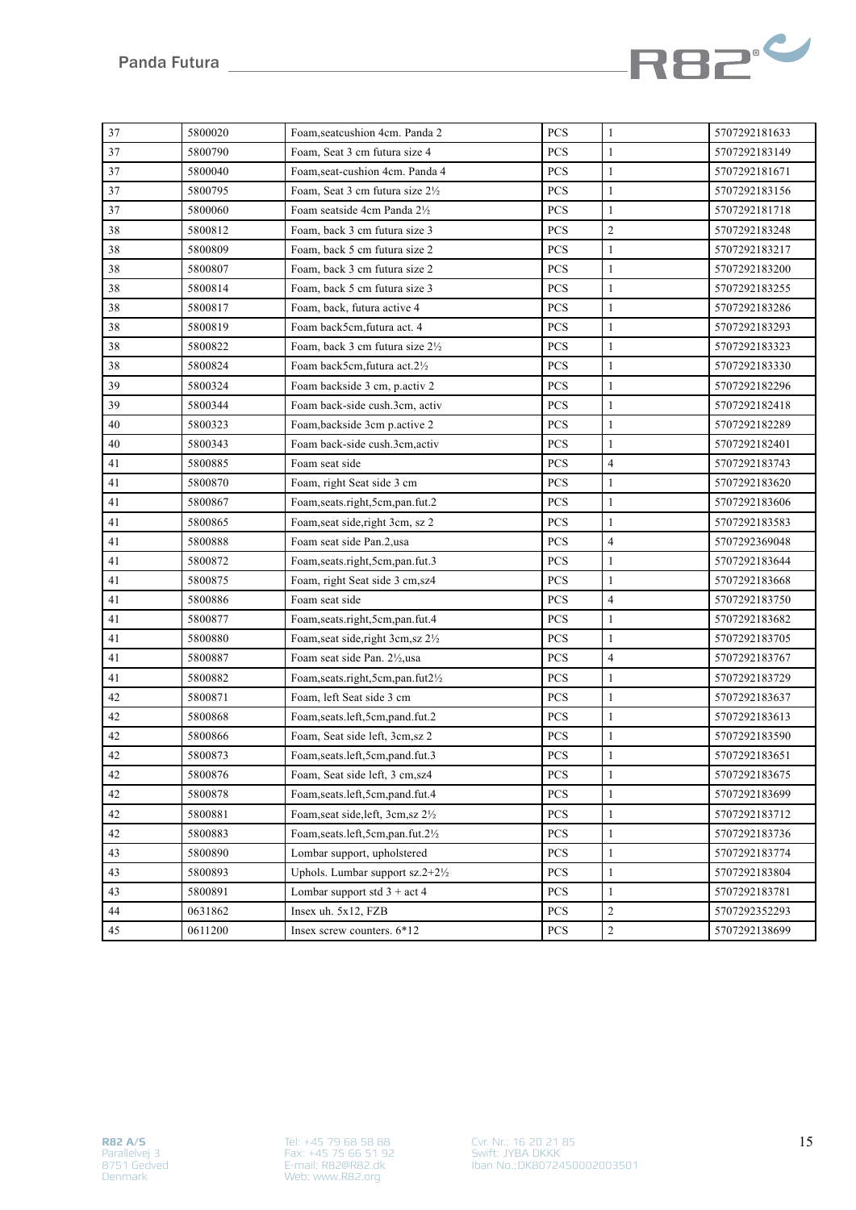| | | | | | |
|---|---|---|---|---|---|
| 37 | 5800020 | Foam,seatcushion 4cm. Panda 2 | PCS | 1 | 5707292181633 |
| 37 | 5800790 | Foam, Seat 3 cm futura size 4 | PCS | 1 | 5707292183149 |
| 37 | 5800040 | Foam,seat-cushion 4cm. Panda 4 | PCS | 1 | 5707292181671 |
| 37 | 5800795 | Foam, Seat 3 cm futura size 2½ | PCS | 1 | 5707292183156 |
| 37 | 5800060 | Foam seatside 4cm Panda 2½ | PCS | 1 | 5707292181718 |
| 38 | 5800812 | Foam, back 3 cm futura size 3 | PCS | 2 | 5707292183248 |
| 38 | 5800809 | Foam, back 5 cm futura size 2 | PCS | 1 | 5707292183217 |
| 38 | 5800807 | Foam, back 3 cm futura size 2 | PCS | 1 | 5707292183200 |
| 38 | 5800814 | Foam, back 5 cm futura size 3 | PCS | 1 | 5707292183255 |
| 38 | 5800817 | Foam, back, futura active 4 | PCS | 1 | 5707292183286 |
| 38 | 5800819 | Foam back5cm,futura act. 4 | PCS | 1 | 5707292183293 |
| 38 | 5800822 | Foam, back 3 cm futura size 2½ | PCS | 1 | 5707292183323 |
| 38 | 5800824 | Foam back5cm,futura act.2½ | PCS | 1 | 5707292183330 |
| 39 | 5800324 | Foam backside 3 cm, p.activ 2 | PCS | 1 | 5707292182296 |
| 39 | 5800344 | Foam back-side cush.3cm, activ | PCS | 1 | 5707292182418 |
| 40 | 5800323 | Foam,backside 3cm p.active 2 | PCS | 1 | 5707292182289 |
| 40 | 5800343 | Foam back-side cush.3cm,activ | PCS | 1 | 5707292182401 |
| 41 | 5800885 | Foam seat side | PCS | 4 | 5707292183743 |
| 41 | 5800870 | Foam, right Seat side 3 cm | PCS | 1 | 5707292183620 |
| 41 | 5800867 | Foam,seats.right,5cm,pan.fut.2 | PCS | 1 | 5707292183606 |
| 41 | 5800865 | Foam,seat side,right 3cm, sz 2 | PCS | 1 | 5707292183583 |
| 41 | 5800888 | Foam seat side Pan.2,usa | PCS | 4 | 5707292369048 |
| 41 | 5800872 | Foam,seats.right,5cm,pan.fut.3 | PCS | 1 | 5707292183644 |
| 41 | 5800875 | Foam, right Seat side 3 cm,sz4 | PCS | 1 | 5707292183668 |
| 41 | 5800886 | Foam seat side | PCS | 4 | 5707292183750 |
| 41 | 5800877 | Foam,seats.right,5cm,pan.fut.4 | PCS | 1 | 5707292183682 |
| 41 | 5800880 | Foam,seat side,right 3cm,sz 2½ | PCS | 1 | 5707292183705 |
| 41 | 5800887 | Foam seat side Pan. 2½,usa | PCS | 4 | 5707292183767 |
| 41 | 5800882 | Foam,seats.right,5cm,pan.fut2½ | PCS | 1 | 5707292183729 |
| 42 | 5800871 | Foam, left Seat side 3 cm | PCS | 1 | 5707292183637 |
| 42 | 5800868 | Foam,seats.left,5cm,pand.fut.2 | PCS | 1 | 5707292183613 |
| 42 | 5800866 | Foam, Seat side left, 3cm,sz 2 | PCS | 1 | 5707292183590 |
| 42 | 5800873 | Foam,seats.left,5cm,pand.fut.3 | PCS | 1 | 5707292183651 |
| 42 | 5800876 | Foam, Seat side left, 3 cm,sz4 | PCS | 1 | 5707292183675 |
| 42 | 5800878 | Foam,seats.left,5cm,pand.fut.4 | PCS | 1 | 5707292183699 |
| 42 | 5800881 | Foam,seat side,left, 3cm,sz 2½ | PCS | 1 | 5707292183712 |
| 42 | 5800883 | Foam,seats.left,5cm,pan.fut.2½ | PCS | 1 | 5707292183736 |
| 43 | 5800890 | Lombar support, upholstered | PCS | 1 | 5707292183774 |
| 43 | 5800893 | Uphols. Lumbar support sz.2+2½ | PCS | 1 | 5707292183804 |
| 43 | 5800891 | Lombar support std 3 + act 4 | PCS | 1 | 5707292183781 |
| 44 | 0631862 | Insex uh. 5x12, FZB | PCS | 2 | 5707292352293 |
| 45 | 0611200 | Insex screw counters. 6*12 | PCS | 2 | 5707292138699 |